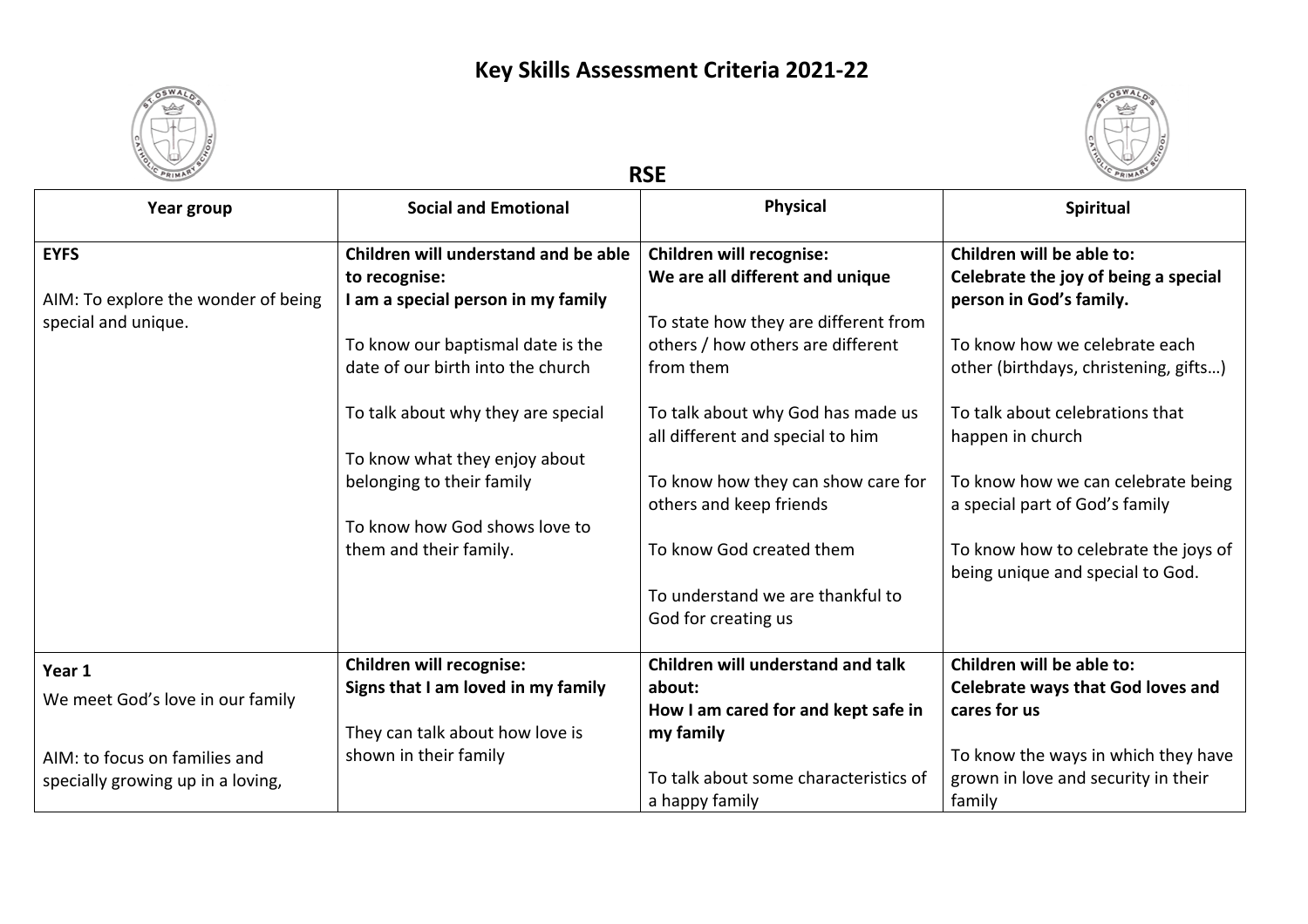# Key Skills Assessment Criteria 2021-22

## RSE

| Year group | Social and Emotional | Physical | Spiritual |
|---|---|---|---|
| **EYFS**<br><br>AIM: To explore the wonder of being special and unique. | **Children will understand and be able to recognise:**<br>**I am a special person in my family**<br><br>To know our baptismal date is the date of our birth into the church<br><br>To talk about why they are special<br><br>To know what they enjoy about belonging to their family<br><br>To know how God shows love to them and their family. | **Children will recognise:**<br>**We are all different and unique**<br><br>To state how they are different from others / how others are different from them<br><br>To talk about why God has made us all different and special to him<br><br>To know how they can show care for others and keep friends<br><br>To know God created them<br><br>To understand we are thankful to God for creating us | **Children will be able to:**<br>**Celebrate the joy of being a special person in God's family.**<br><br>To know how we celebrate each other (birthdays, christening, gifts…)<br><br>To talk about celebrations that happen in church<br><br>To know how we can celebrate being a special part of God's family<br><br>To know how to celebrate the joys of being unique and special to God. |
| **Year 1**<br>We meet God's love in our family<br><br>AIM: to focus on families and specially growing up in a loving, | **Children will recognise:**<br>**Signs that I am loved in my family**<br><br>They can talk about how love is shown in their family | **Children will understand and talk about:**<br>**How I am cared for and kept safe in my family**<br><br>To talk about some characteristics of a happy family | **Children will be able to:**<br>**Celebrate ways that God loves and cares for us**<br><br>To know the ways in which they have grown in love and security in their family |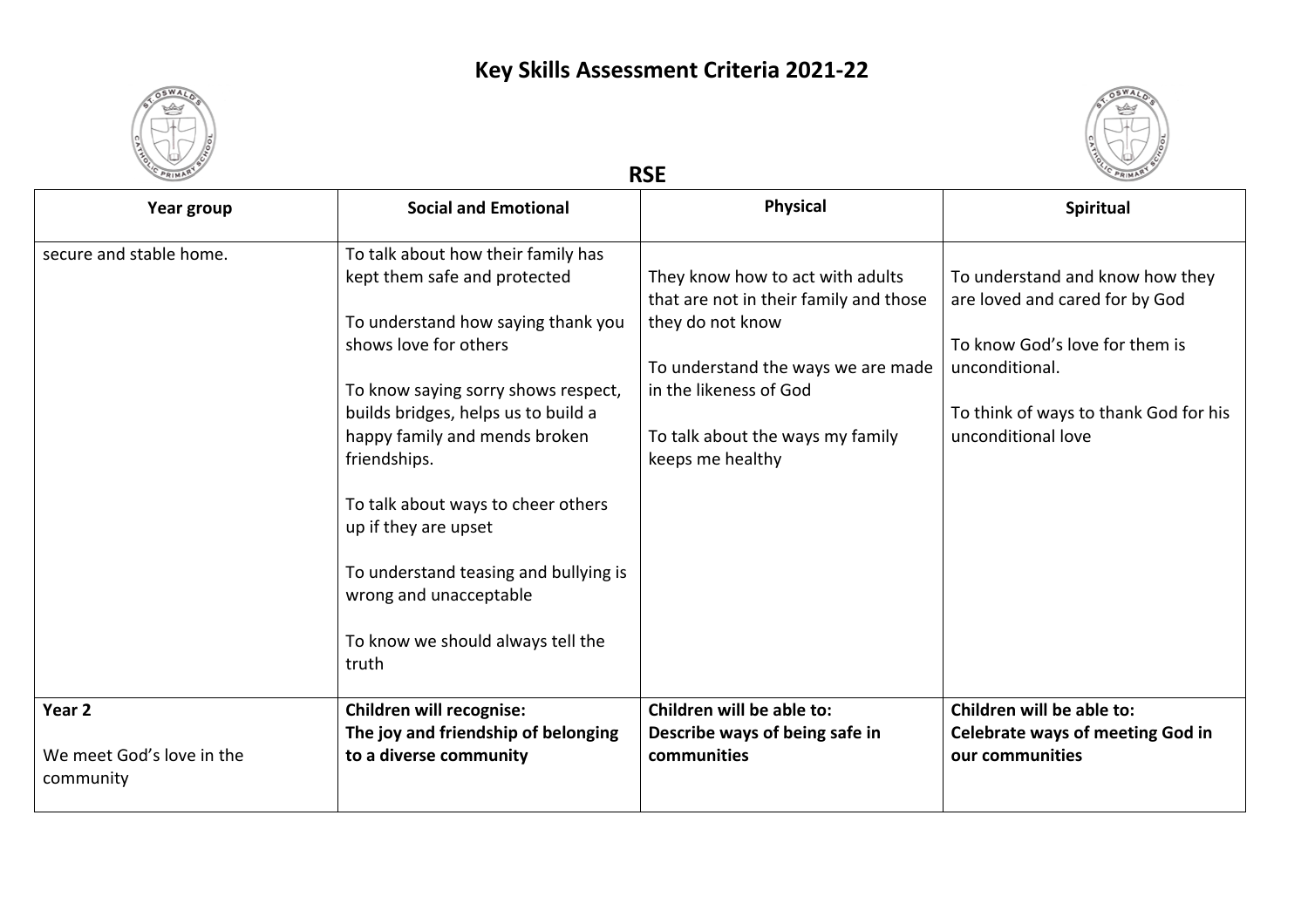# Key Skills Assessment Criteria 2021-22

## RSE

| Year group | Social and Emotional | Physical | Spiritual |
|---|---|---|---|
| secure and stable home. | To talk about how their family has kept them safe and protected<br><br>To understand how saying thank you shows love for others<br><br>To know saying sorry shows respect, builds bridges, helps us to build a happy family and mends broken friendships.<br><br>To talk about ways to cheer others up if they are upset<br><br>To understand teasing and bullying is wrong and unacceptable<br><br>To know we should always tell the truth | They know how to act with adults that are not in their family and those they do not know<br><br>To understand the ways we are made in the likeness of God<br><br>To talk about the ways my family keeps me healthy | To understand and know how they are loved and cared for by God<br><br>To know God's love for them is unconditional.<br><br>To think of ways to thank God for his unconditional love |
| **Year 2**<br><br>We meet God's love in the community | **Children will recognise:**<br>**The joy and friendship of belonging to a diverse community** | **Children will be able to:**<br>**Describe ways of being safe in communities** | **Children will be able to:**<br>**Celebrate ways of meeting God in our communities** |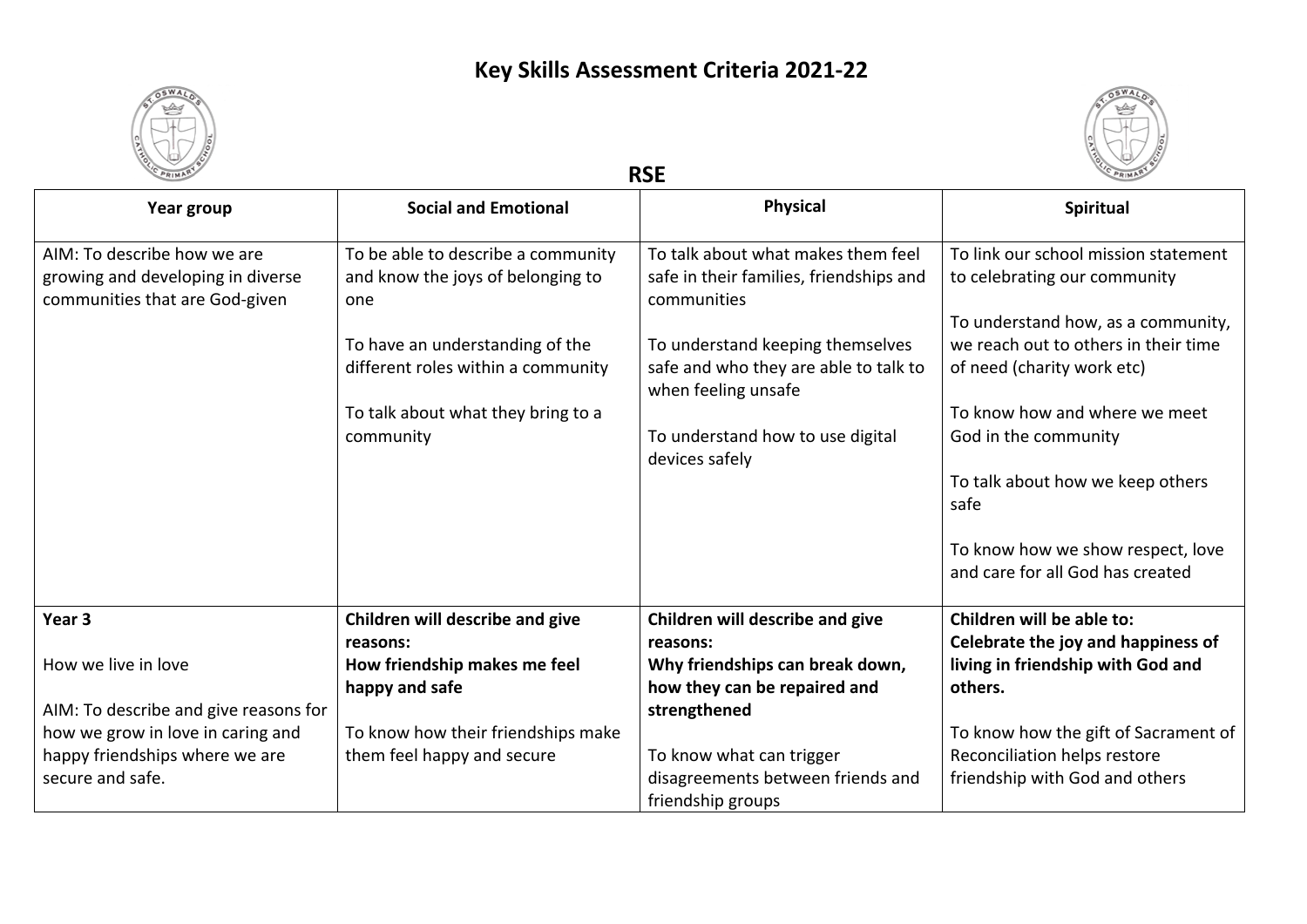# Key Skills Assessment Criteria 2021-22

## RSE

| Year group | Social and Emotional | Physical | Spiritual |
|---|---|---|---|
| AIM: To describe how we are growing and developing in diverse communities that are God-given | To be able to describe a community and know the joys of belonging to one<br><br>To have an understanding of the different roles within a community<br><br>To talk about what they bring to a community | To talk about what makes them feel safe in their families, friendships and communities<br><br>To understand keeping themselves safe and who they are able to talk to when feeling unsafe<br><br>To understand how to use digital devices safely | To link our school mission statement to celebrating our community<br><br>To understand how, as a community, we reach out to others in their time of need (charity work etc)<br><br>To know how and where we meet God in the community<br><br>To talk about how we keep others safe<br><br>To know how we show respect, love and care for all God has created |
| **Year 3**<br><br>How we live in love<br><br>AIM: To describe and give reasons for how we grow in love in caring and happy friendships where we are secure and safe. | **Children will describe and give reasons:**<br>**How friendship makes me feel happy and safe**<br><br>To know how their friendships make them feel happy and secure | **Children will describe and give reasons:**<br>**Why friendships can break down, how they can be repaired and strengthened**<br><br>To know what can trigger disagreements between friends and friendship groups | **Children will be able to:**<br>**Celebrate the joy and happiness of living in friendship with God and others.**<br><br>To know how the gift of Sacrament of Reconciliation helps restore friendship with God and others |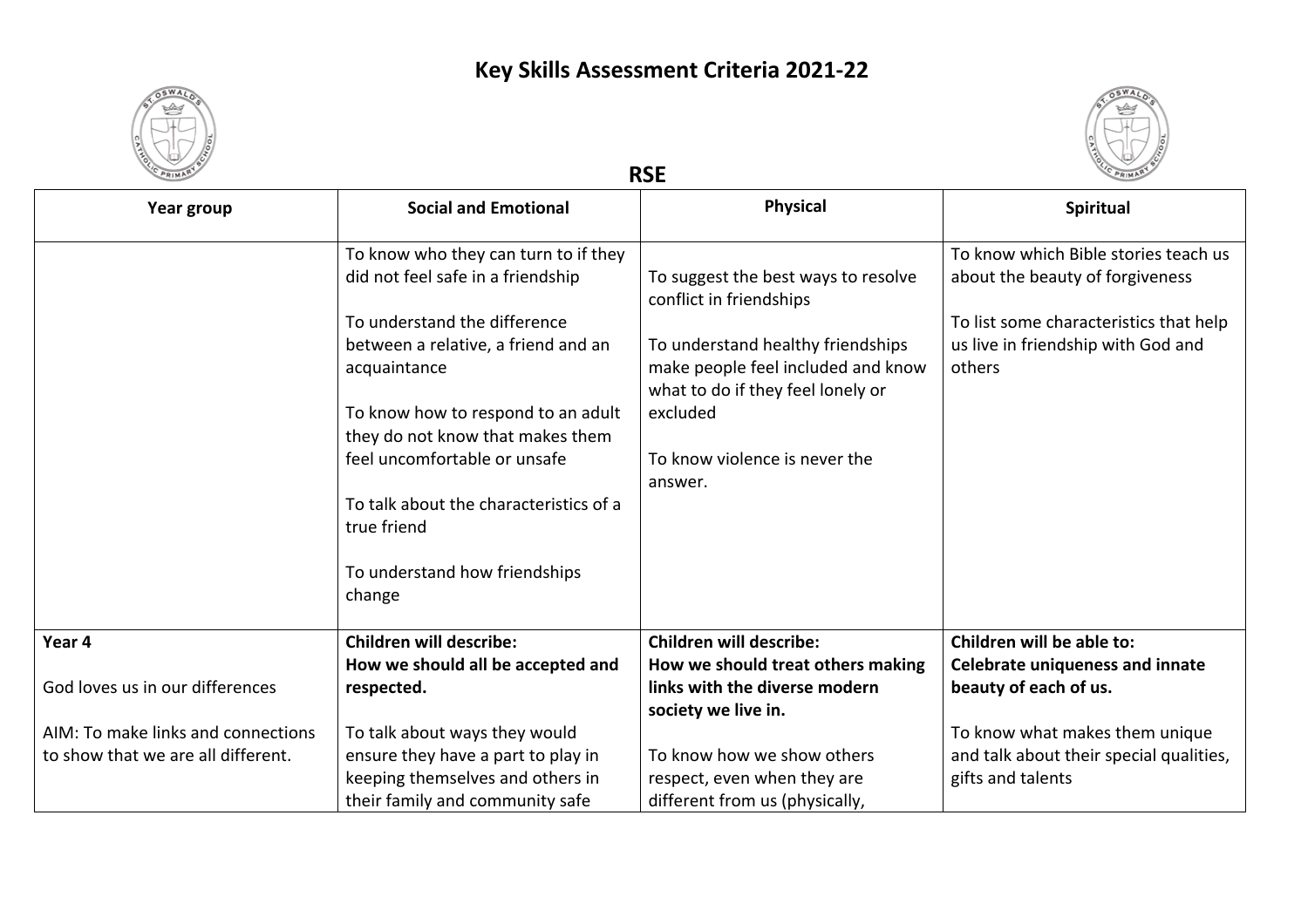# Key Skills Assessment Criteria 2021-22

## RSE

| Year group | Social and Emotional | Physical | Spiritual |
|---|---|---|---|
| | To know who they can turn to if they did not feel safe in a friendship<br><br>To understand the difference between a relative, a friend and an acquaintance<br><br>To know how to respond to an adult they do not know that makes them feel uncomfortable or unsafe<br><br>To talk about the characteristics of a true friend<br><br>To understand how friendships change | To suggest the best ways to resolve conflict in friendships<br><br>To understand healthy friendships make people feel included and know what to do if they feel lonely or excluded<br><br>To know violence is never the answer. | To know which Bible stories teach us about the beauty of forgiveness<br><br>To list some characteristics that help us live in friendship with God and others |
| **Year 4**<br><br>God loves us in our differences<br><br>AIM: To make links and connections to show that we are all different. | **Children will describe:**<br>**How we should all be accepted and respected.**<br><br>To talk about ways they would ensure they have a part to play in keeping themselves and others in their family and community safe | **Children will describe:**<br>**How we should treat others making links with the diverse modern society we live in.**<br><br>To know how we show others respect, even when they are different from us (physically, | **Children will be able to:**<br>**Celebrate uniqueness and innate beauty of each of us.**<br><br>To know what makes them unique and talk about their special qualities, gifts and talents |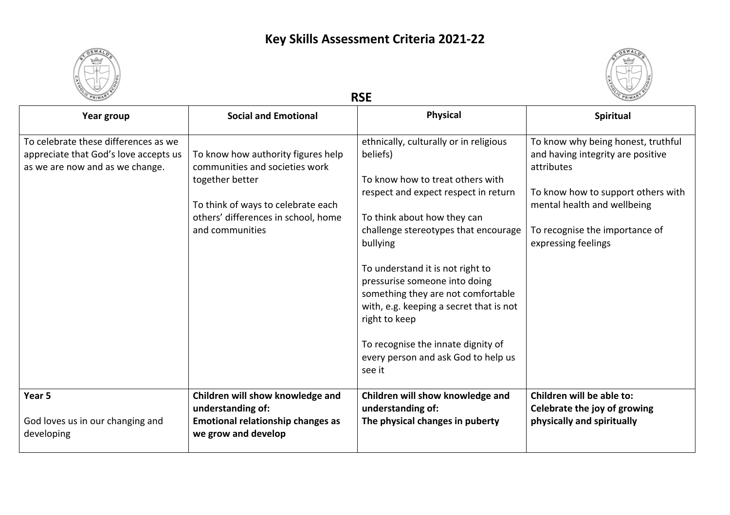# Key Skills Assessment Criteria 2021-22

## RSE

| Year group | Social and Emotional | Physical | Spiritual |
|---|---|---|---|
| To celebrate these differences as we appreciate that God's love accepts us as we are now and as we change. | To know how authority figures help communities and societies work together better<br><br>To think of ways to celebrate each others' differences in school, home and communities | ethnically, culturally or in religious beliefs)<br><br>To know how to treat others with respect and expect respect in return<br><br>To think about how they can challenge stereotypes that encourage bullying<br><br>To understand it is not right to pressurise someone into doing something they are not comfortable with, e.g. keeping a secret that is not right to keep<br><br>To recognise the innate dignity of every person and ask God to help us see it | To know why being honest, truthful and having integrity are positive attributes<br><br>To know how to support others with mental health and wellbeing<br><br>To recognise the importance of expressing feelings |
| **Year 5**<br><br>God loves us in our changing and developing | **Children will show knowledge and understanding of:**<br>**Emotional relationship changes as we grow and develop** | **Children will show knowledge and understanding of:**<br>**The physical changes in puberty** | **Children will be able to:**<br>**Celebrate the joy of growing physically and spiritually** |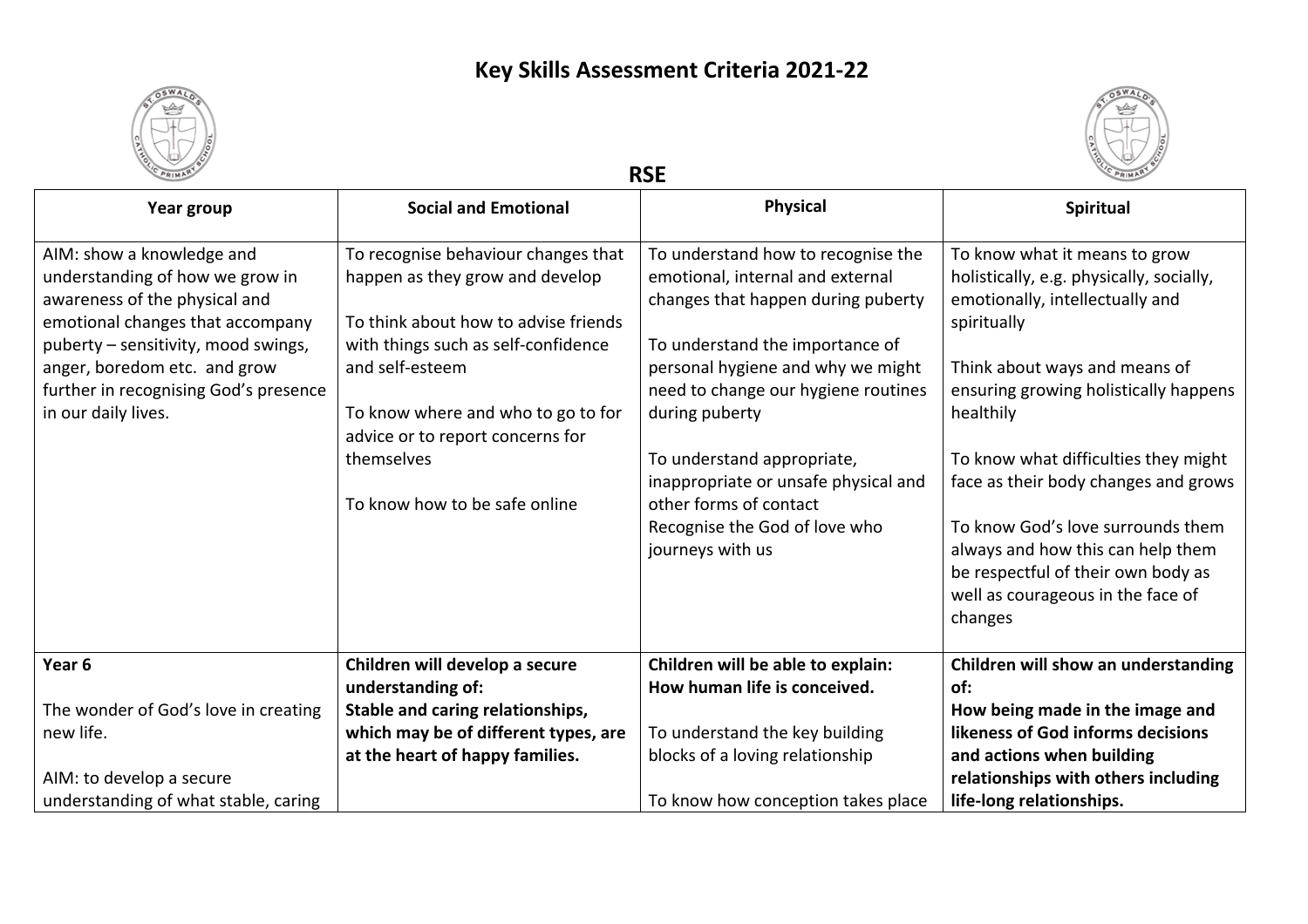# Key Skills Assessment Criteria 2021-22

## RSE

| Year group | Social and Emotional | Physical | Spiritual |
|---|---|---|---|
| AIM: show a knowledge and understanding of how we grow in awareness of the physical and emotional changes that accompany puberty – sensitivity, mood swings, anger, boredom etc. and grow further in recognising God's presence in our daily lives. | To recognise behaviour changes that happen as they grow and develop<br><br>To think about how to advise friends with things such as self-confidence and self-esteem<br><br>To know where and who to go to for advice or to report concerns for themselves<br><br>To know how to be safe online | To understand how to recognise the emotional, internal and external changes that happen during puberty<br><br>To understand the importance of personal hygiene and why we might need to change our hygiene routines during puberty<br><br>To understand appropriate, inappropriate or unsafe physical and other forms of contact<br>Recognise the God of love who journeys with us | To know what it means to grow holistically, e.g. physically, socially, emotionally, intellectually and spiritually<br><br>Think about ways and means of ensuring growing holistically happens healthily<br><br>To know what difficulties they might face as their body changes and grows<br><br>To know God's love surrounds them always and how this can help them be respectful of their own body as well as courageous in the face of changes |
| **Year 6**<br><br>The wonder of God's love in creating new life.<br><br>AIM: to develop a secure understanding of what stable, caring | **Children will develop a secure understanding of:**<br>**Stable and caring relationships, which may be of different types, are at the heart of happy families.** | **Children will be able to explain: How human life is conceived.**<br><br>To understand the key building blocks of a loving relationship<br><br>To know how conception takes place | **Children will show an understanding of:**<br>**How being made in the image and likeness of God informs decisions and actions when building relationships with others including life-long relationships.** |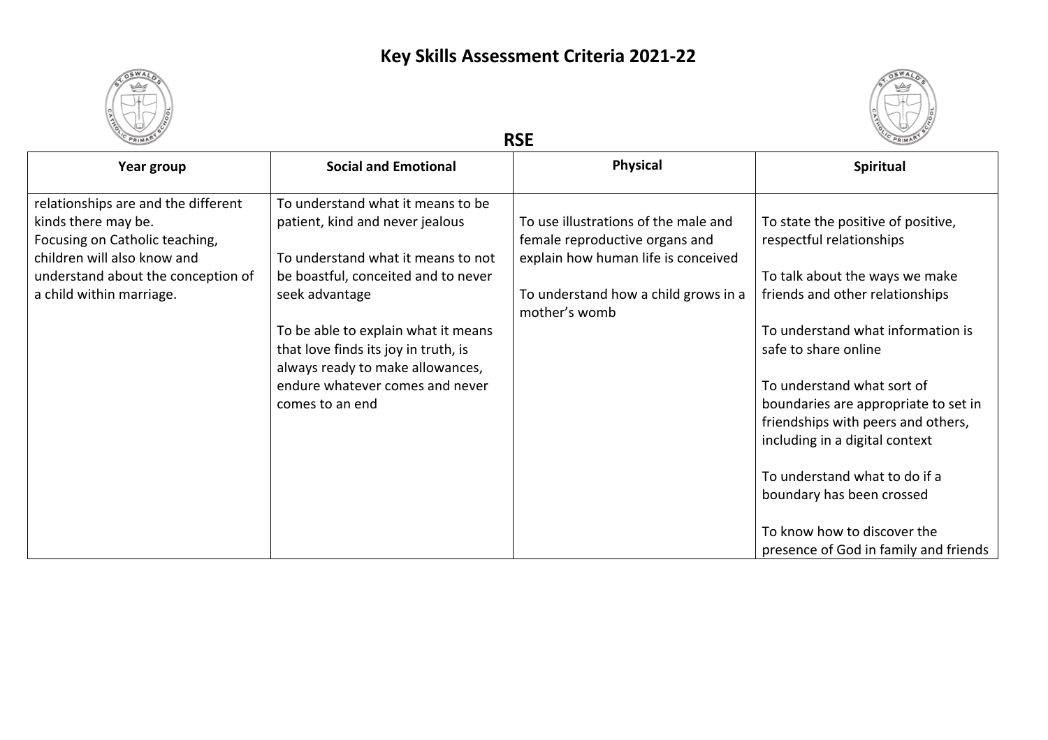# Key Skills Assessment Criteria 2021-22

## RSE

| Year group | Social and Emotional | Physical | Spiritual |
|---|---|---|---|
| relationships are and the different kinds there may be.<br>Focusing on Catholic teaching, children will also know and understand about the conception of a child within marriage. | To understand what it means to be patient, kind and never jealous<br><br>To understand what it means to not be boastful, conceited and to never seek advantage<br><br>To be able to explain what it means that love finds its joy in truth, is always ready to make allowances, endure whatever comes and never comes to an end | To use illustrations of the male and female reproductive organs and explain how human life is conceived<br><br>To understand how a child grows in a mother's womb | To state the positive of positive, respectful relationships<br><br>To talk about the ways we make friends and other relationships<br><br>To understand what information is safe to share online<br><br>To understand what sort of boundaries are appropriate to set in friendships with peers and others, including in a digital context<br><br>To understand what to do if a boundary has been crossed<br><br>To know how to discover the presence of God in family and friends |